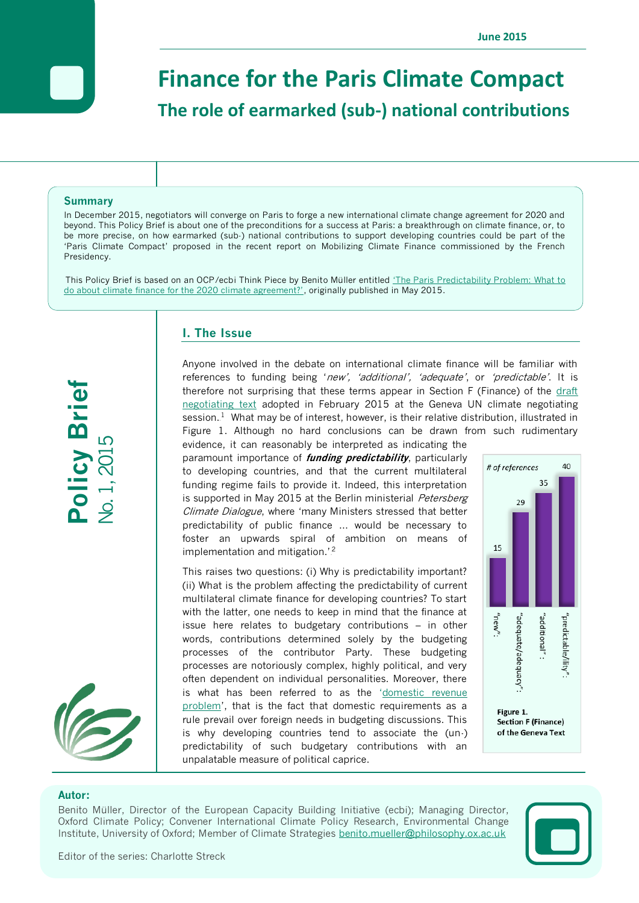June 2015

# Finance for the Paris Climate Compact

## The role of earmarked (sub-) national contributions

**Policy Brief** No. 1, 2015

### Summary

In December 2015, negotiators will converge on Paris to forge a new international climate change agreement for 2020 and beyond. This Policy Brief is about one of the preconditions for a success at Paris: a breakthrough on climate finance, or, to be more precise, on how earmarked (sub-) national contributions to support developing countries could be part of the 'Paris Climate Compact' proposed in the recent report on Mobilizing Climate Finance commissioned by the French Presidency.

This Policy Brief is based on an OCP/ecbi Think Piece by Benito Müller entitled 'The Paris Predictability Problem: What to do about climate finance for the 2020 climate agreement?', originally published in May 2015.

## I. The Issue

Anyone involved in the debate on international climate finance will be familiar with references to funding being *'new', 'additional', 'adequate'*, or *'predictable'*. It is therefore not surprising that these terms appear in Section F (Finance) of the draft negotiating text adopted in February 2015 at the Geneva UN climate negotiating session.[1] What may be of interest, however, is their relative distribution, illustrated in Figure 1. Although no hard conclusions can be drawn from such rudimentary evidence, it can reasonably be interpreted as indicating the paramount importance of ***funding predictability***, particularly to developing countries, and that the current multilateral funding regime fails to provide it. Indeed, this interpretation is supported in May 2015 at the Berlin ministerial *Petersberg Climate Dialogue*, where 'many Ministers stressed that better predictability of public finance ... would be necessary to foster an upwards spiral of ambition on means of implementation and mitigation.'[2]

| # of references | "new": | "adequate/adequacy": | "additional": | "predictable/ility": |
|---|---|---|---|---|
| | 15 | 29 | 35 | 40 |

**Figure 1. Section F (Finance) of the Geneva Text**

This raises two questions: (i) Why is predictability important? (ii) What is the problem affecting the predictability of current multilateral climate finance for developing countries? To start with the latter, one needs to keep in mind that the finance at issue here relates to budgetary contributions – in other words, contributions determined solely by the budgeting processes of the contributor Party. These budgeting processes are notoriously complex, highly political, and very often dependent on individual personalities. Moreover, there is what has been referred to as the 'domestic revenue problem', that is the fact that domestic requirements as a rule prevail over foreign needs in budgeting discussions. This is why developing countries tend to associate the (un-) predictability of such budgetary contributions with an unpalatable measure of political caprice.

**Autor:**

Benito Müller, Director of the European Capacity Building Initiative (ecbi); Managing Director, Oxford Climate Policy; Convener International Climate Policy Research, Environmental Change Institute, University of Oxford; Member of Climate Strategies benito.mueller@philosophy.ox.ac.uk

Editor of the series: Charlotte Streck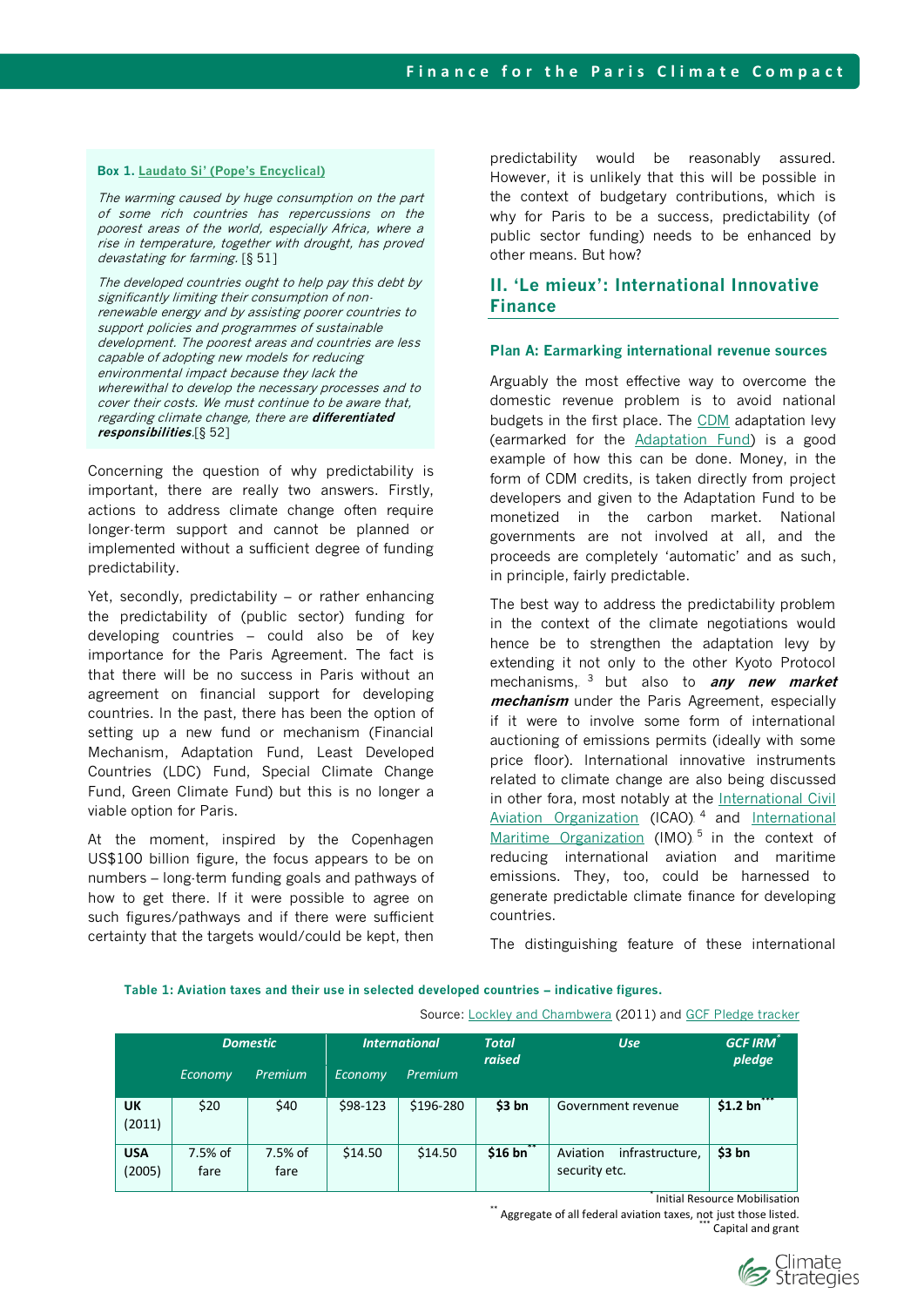**Box 1. Laudato Si' (Pope's Encyclical)**

*The warming caused by huge consumption on the part of some rich countries has repercussions on the poorest areas of the world, especially Africa, where a rise in temperature, together with drought, has proved devastating for farming.* [§ 51]

*The developed countries ought to help pay this debt by significantly limiting their consumption of non-renewable energy and by assisting poorer countries to support policies and programmes of sustainable development. The poorest areas and countries are less capable of adopting new models for reducing environmental impact because they lack the wherewithal to develop the necessary processes and to cover their costs. We must continue to be aware that, regarding climate change, there are* ***differentiated responsibilities***.[§ 52]

Concerning the question of why predictability is important, there are really two answers. Firstly, actions to address climate change often require longer-term support and cannot be planned or implemented without a sufficient degree of funding predictability.

Yet, secondly, predictability – or rather enhancing the predictability of (public sector) funding for developing countries – could also be of key importance for the Paris Agreement. The fact is that there will be no success in Paris without an agreement on financial support for developing countries. In the past, there has been the option of setting up a new fund or mechanism (Financial Mechanism, Adaptation Fund, Least Developed Countries (LDC) Fund, Special Climate Change Fund, Green Climate Fund) but this is no longer a viable option for Paris.

At the moment, inspired by the Copenhagen US$100 billion figure, the focus appears to be on numbers – long-term funding goals and pathways of how to get there. If it were possible to agree on such figures/pathways and if there were sufficient certainty that the targets would/could be kept, then predictability would be reasonably assured. However, it is unlikely that this will be possible in the context of budgetary contributions, which is why for Paris to be a success, predictability (of public sector funding) needs to be enhanced by other means. But how?

## II. 'Le mieux': International Innovative Finance

### Plan A: Earmarking international revenue sources

Arguably the most effective way to overcome the domestic revenue problem is to avoid national budgets in the first place. The CDM adaptation levy (earmarked for the Adaptation Fund) is a good example of how this can be done. Money, in the form of CDM credits, is taken directly from project developers and given to the Adaptation Fund to be monetized in the carbon market. National governments are not involved at all, and the proceeds are completely 'automatic' and as such, in principle, fairly predictable.

The best way to address the predictability problem in the context of the climate negotiations would hence be to strengthen the adaptation levy by extending it not only to the other Kyoto Protocol mechanisms,[3] but also to ***any new market mechanism*** under the Paris Agreement, especially if it were to involve some form of international auctioning of emissions permits (ideally with some price floor). International innovative instruments related to climate change are also being discussed in other fora, most notably at the International Civil Aviation Organization (ICAO)[4] and International Maritime Organization (IMO)[5] in the context of reducing international aviation and maritime emissions. They, too, could be harnessed to generate predictable climate finance for developing countries.

The distinguishing feature of these international

**Table 1: Aviation taxes and their use in selected developed countries – indicative figures.**

Source: Lockley and Chambwera (2011) and GCF Pledge tracker

| | *Domestic* | | *International* | | *Total raised* | *Use* | *GCF IRM\* pledge* |
|---|---|---|---|---|---|---|---|
| | *Economy* | *Premium* | *Economy* | *Premium* | | | |
| **UK** (2011) | $20 | $40 | $98-123 | $196-280 | **$3 bn** | Government revenue | **$1.2 bn\*\*\*** |
| **USA** (2005) | 7.5% of fare | 7.5% of fare | $14.50 | $14.50 | **$16 bn\*\*** | Aviation infrastructure, security etc. | **$3 bn** |

\* Initial Resource Mobilisation
\*\* Aggregate of all federal aviation taxes, not just those listed.
\*\*\* Capital and grant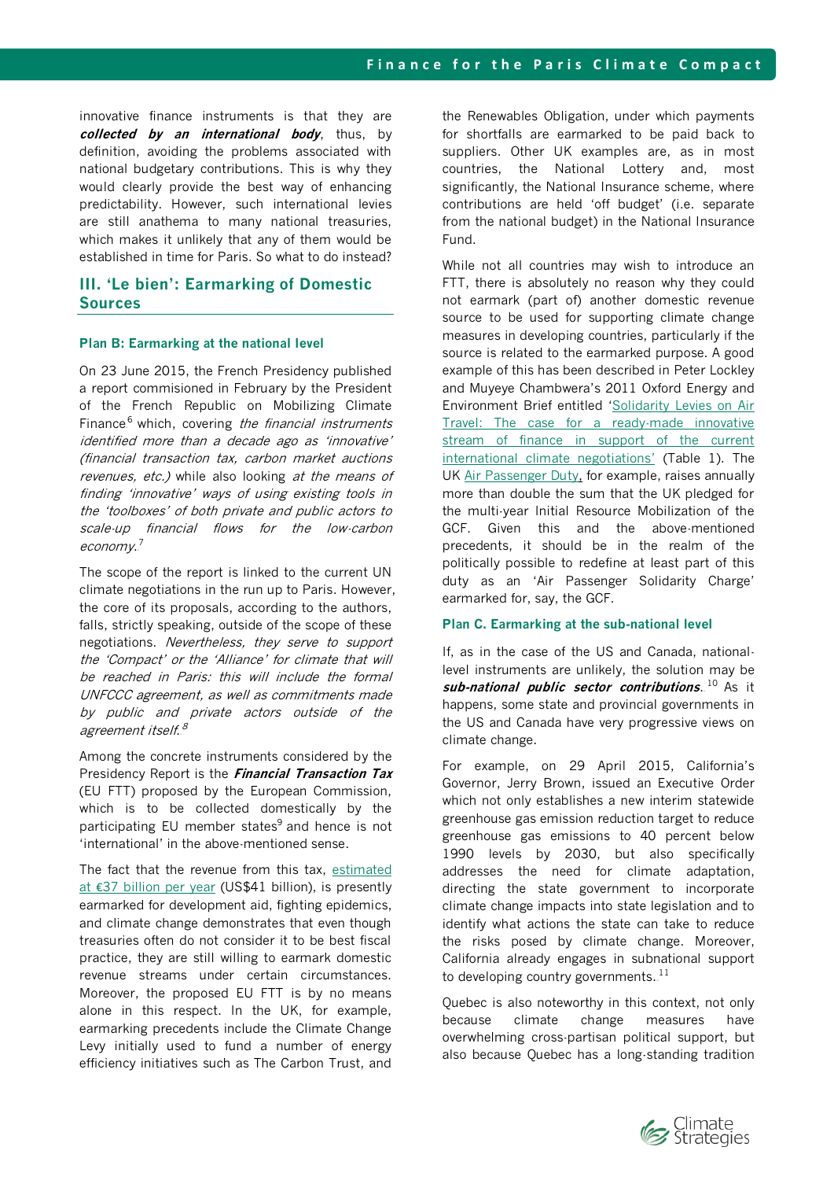innovative finance instruments is that they are ***collected by an international body***, thus, by definition, avoiding the problems associated with national budgetary contributions. This is why they would clearly provide the best way of enhancing predictability. However, such international levies are still anathema to many national treasuries, which makes it unlikely that any of them would be established in time for Paris. So what to do instead?

## III. 'Le bien': Earmarking of Domestic Sources

### Plan B: Earmarking at the national level

On 23 June 2015, the French Presidency published a report commisioned in February by the President of the French Republic on Mobilizing Climate Finance[6] which, covering *the financial instruments identified more than a decade ago as 'innovative' (financial transaction tax, carbon market auctions revenues, etc.)* while also looking *at the means of finding 'innovative' ways of using existing tools in the 'toolboxes' of both private and public actors to scale-up financial flows for the low-carbon economy.*[7]

The scope of the report is linked to the current UN climate negotiations in the run up to Paris. However, the core of its proposals, according to the authors, falls, strictly speaking, outside of the scope of these negotiations. *Nevertheless, they serve to support the 'Compact' or the 'Alliance' for climate that will be reached in Paris: this will include the formal UNFCCC agreement, as well as commitments made by public and private actors outside of the agreement itself.*[8]

Among the concrete instruments considered by the Presidency Report is the ***Financial Transaction Tax*** (EU FTT) proposed by the European Commission, which is to be collected domestically by the participating EU member states[9] and hence is not 'international' in the above-mentioned sense.

The fact that the revenue from this tax, estimated at €37 billion per year (US$41 billion), is presently earmarked for development aid, fighting epidemics, and climate change demonstrates that even though treasuries often do not consider it to be best fiscal practice, they are still willing to earmark domestic revenue streams under certain circumstances. Moreover, the proposed EU FTT is by no means alone in this respect. In the UK, for example, earmarking precedents include the Climate Change Levy initially used to fund a number of energy efficiency initiatives such as The Carbon Trust, and the Renewables Obligation, under which payments for shortfalls are earmarked to be paid back to suppliers. Other UK examples are, as in most countries, the National Lottery and, most significantly, the National Insurance scheme, where contributions are held 'off budget' (i.e. separate from the national budget) in the National Insurance Fund.

While not all countries may wish to introduce an FTT, there is absolutely no reason why they could not earmark (part of) another domestic revenue source to be used for supporting climate change measures in developing countries, particularly if the source is related to the earmarked purpose. A good example of this has been described in Peter Lockley and Muyeye Chambwera's 2011 Oxford Energy and Environment Brief entitled 'Solidarity Levies on Air Travel: The case for a ready-made innovative stream of finance in support of the current international climate negotiations' (Table 1). The UK Air Passenger Duty, for example, raises annually more than double the sum that the UK pledged for the multi-year Initial Resource Mobilization of the GCF. Given this and the above-mentioned precedents, it should be in the realm of the politically possible to redefine at least part of this duty as an 'Air Passenger Solidarity Charge' earmarked for, say, the GCF.

### Plan C. Earmarking at the sub-national level

If, as in the case of the US and Canada, national-level instruments are unlikely, the solution may be ***sub-national public sector contributions***.[10] As it happens, some state and provincial governments in the US and Canada have very progressive views on climate change.

For example, on 29 April 2015, California's Governor, Jerry Brown, issued an Executive Order which not only establishes a new interim statewide greenhouse gas emission reduction target to reduce greenhouse gas emissions to 40 percent below 1990 levels by 2030, but also specifically addresses the need for climate adaptation, directing the state government to incorporate climate change impacts into state legislation and to identify what actions the state can take to reduce the risks posed by climate change. Moreover, California already engages in subnational support to developing country governments.[11]

Quebec is also noteworthy in this context, not only because climate change measures have overwhelming cross-partisan political support, but also because Quebec has a long-standing tradition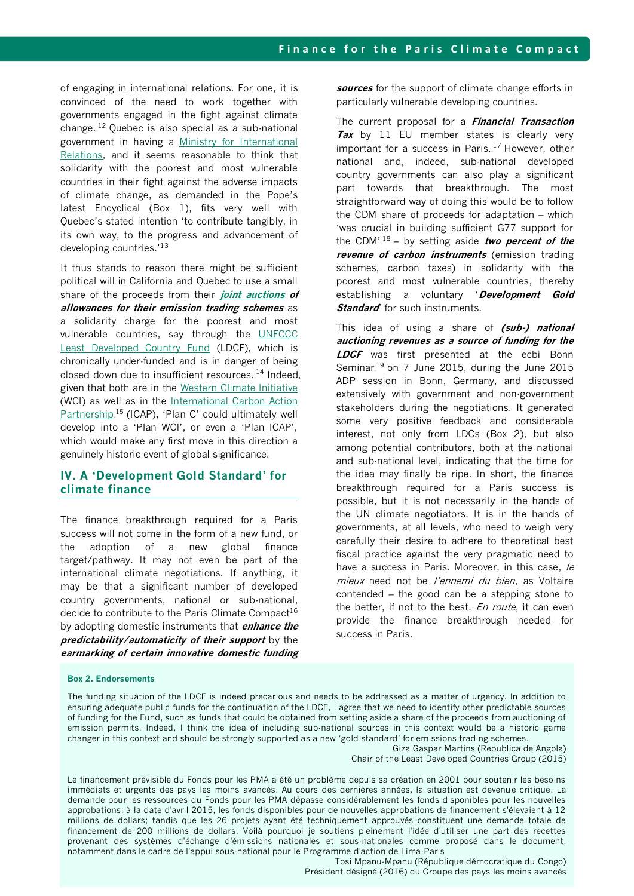of engaging in international relations. For one, it is convinced of the need to work together with governments engaged in the fight against climate change.[12] Quebec is also special as a sub-national government in having a Ministry for International Relations, and it seems reasonable to think that solidarity with the poorest and most vulnerable countries in their fight against the adverse impacts of climate change, as demanded in the Pope's latest Encyclical (Box 1), fits very well with Quebec's stated intention 'to contribute tangibly, in its own way, to the progress and advancement of developing countries.'[13]

It thus stands to reason there might be sufficient political will in California and Quebec to use a small share of the proceeds from their ***joint auctions* of allowances for their emission trading schemes** as a solidarity charge for the poorest and most vulnerable countries, say through the UNFCCC Least Developed Country Fund (LDCF), which is chronically under-funded and is in danger of being closed down due to insufficient resources.[14] Indeed, given that both are in the Western Climate Initiative (WCI) as well as in the International Carbon Action Partnership[15] (ICAP), 'Plan C' could ultimately well develop into a 'Plan WCI', or even a 'Plan ICAP', which would make any first move in this direction a genuinely historic event of global significance.

## IV. A 'Development Gold Standard' for climate finance

The finance breakthrough required for a Paris success will not come in the form of a new fund, or the adoption of a new global finance target/pathway. It may not even be part of the international climate negotiations. If anything, it may be that a significant number of developed country governments, national or sub-national, decide to contribute to the Paris Climate Compact[16] by adopting domestic instruments that ***enhance the predictability/automaticity of their support*** by the ***earmarking of certain innovative domestic funding sources*** for the support of climate change efforts in particularly vulnerable developing countries.

The current proposal for a ***Financial Transaction Tax*** by 11 EU member states is clearly very important for a success in Paris.[17] However, other national and, indeed, sub-national developed country governments can also play a significant part towards that breakthrough. The most straightforward way of doing this would be to follow the CDM share of proceeds for adaptation – which 'was crucial in building sufficient G77 support for the CDM'.[18] – by setting aside ***two percent of the revenue of carbon instruments*** (emission trading schemes, carbon taxes) in solidarity with the poorest and most vulnerable countries, thereby establishing a voluntary '***Development Gold Standard***' for such instruments.

This idea of using a share of ***(sub-) national auctioning revenues as a source of funding for the LDCF*** was first presented at the ecbi Bonn Seminar[19] on 7 June 2015, during the June 2015 ADP session in Bonn, Germany, and discussed extensively with government and non-government stakeholders during the negotiations. It generated some very positive feedback and considerable interest, not only from LDCs (Box 2), but also among potential contributors, both at the national and sub-national level, indicating that the time for the idea may finally be ripe. In short, the finance breakthrough required for a Paris success is possible, but it is not necessarily in the hands of the UN climate negotiators. It is in the hands of governments, at all levels, who need to weigh very carefully their desire to adhere to theoretical best fiscal practice against the very pragmatic need to have a success in Paris. Moreover, in this case, *le mieux* need not be *l'ennemi du bien*, as Voltaire contended – the good can be a stepping stone to the better, if not to the best. *En route*, it can even provide the finance breakthrough needed for success in Paris.

**Box 2. Endorsements**

The funding situation of the LDCF is indeed precarious and needs to be addressed as a matter of urgency. In addition to ensuring adequate public funds for the continuation of the LDCF, I agree that we need to identify other predictable sources of funding for the Fund, such as funds that could be obtained from setting aside a share of the proceeds from auctioning of emission permits. Indeed, I think the idea of including sub-national sources in this context would be a historic game changer in this context and should be strongly supported as a new 'gold standard' for emissions trading schemes.

Giza Gaspar Martins (Republica de Angola)
Chair of the Least Developed Countries Group (2015)

Le financement prévisible du Fonds pour les PMA a été un problème depuis sa création en 2001 pour soutenir les besoins immédiats et urgents des pays les moins avancés. Au cours des dernières années, la situation est devenue critique. La demande pour les ressources du Fonds pour les PMA dépasse considérablement les fonds disponibles pour les nouvelles approbations: à la date d'avril 2015, les fonds disponibles pour de nouvelles approbations de financement s'élevaient à 12 millions de dollars; tandis que les 26 projets ayant été techniquement approuvés constituent une demande totale de financement de 200 millions de dollars. Voilà pourquoi je soutiens pleinement l'idée d'utiliser une part des recettes provenant des systèmes d'échange d'émissions nationales et sous-nationales comme proposé dans le document, notamment dans le cadre de l'appui sous-national pour le Programme d'action de Lima-Paris

Tosi Mpanu-Mpanu (République démocratique du Congo)
Président désigné (2016) du Groupe des pays les moins avancés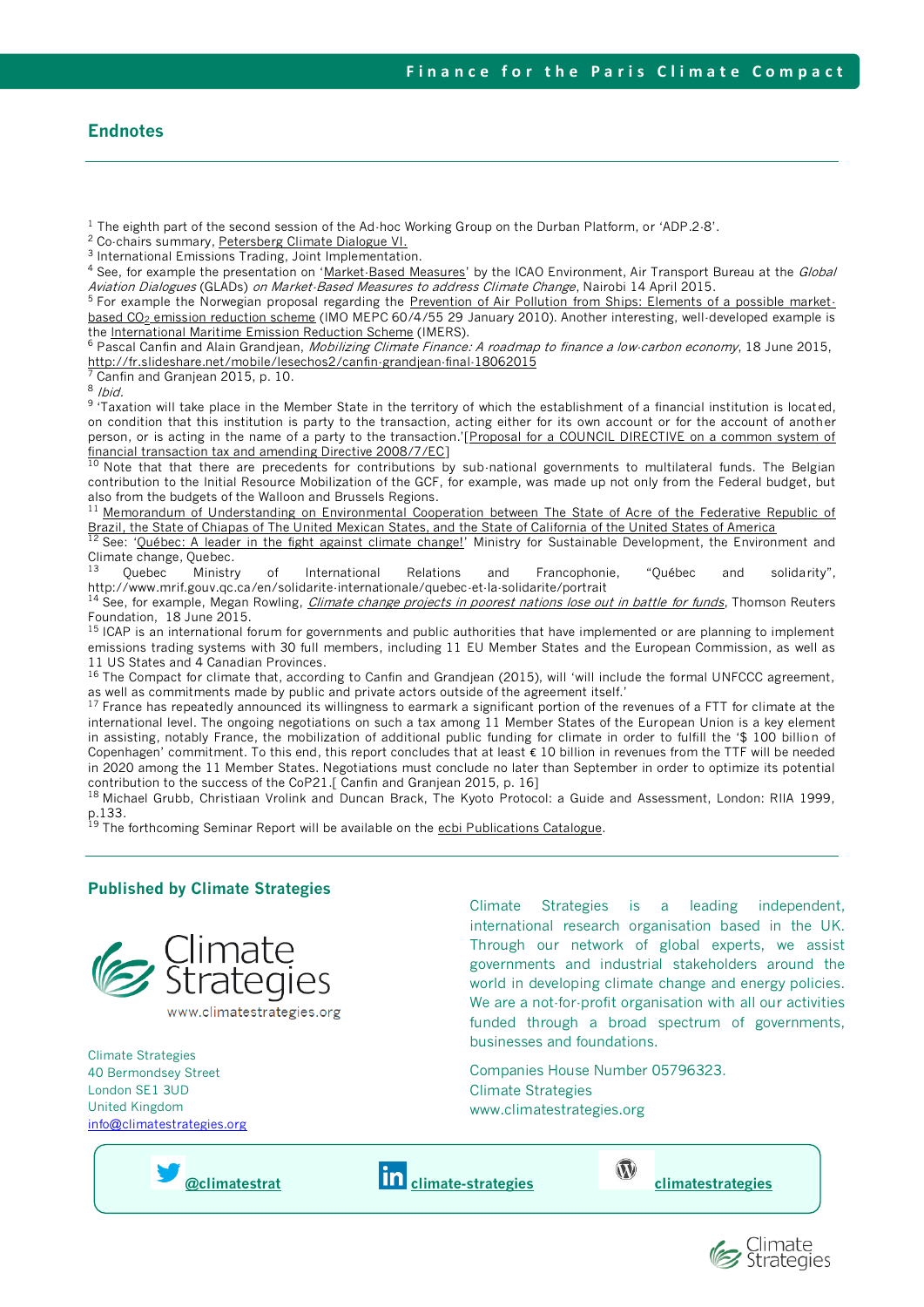## Endnotes

[1] The eighth part of the second session of the Ad-hoc Working Group on the Durban Platform, or 'ADP.2-8'.
[2] Co-chairs summary, Petersberg Climate Dialogue VI.
[3] International Emissions Trading, Joint Implementation.
[4] See, for example the presentation on 'Market-Based Measures' by the ICAO Environment, Air Transport Bureau at the *Global Aviation Dialogues* (GLADs) *on Market-Based Measures to address Climate Change*, Nairobi 14 April 2015.
[5] For example the Norwegian proposal regarding the Prevention of Air Pollution from Ships: Elements of a possible market-based $CO_2$ emission reduction scheme (IMO MEPC 60/4/55 29 January 2010). Another interesting, well-developed example is the International Maritime Emission Reduction Scheme (IMERS).
[6] Pascal Canfin and Alain Grandjean, *Mobilizing Climate Finance: A roadmap to finance a low-carbon economy*, 18 June 2015, http://fr.slideshare.net/mobile/lesechos2/canfin-grandjean-final-18062015
[7] Canfin and Granjean 2015, p. 10.
[8] *Ibid.*
[9] 'Taxation will take place in the Member State in the territory of which the establishment of a financial institution is located, on condition that this institution is party to the transaction, acting either for its own account or for the account of another person, or is acting in the name of a party to the transaction.'[Proposal for a COUNCIL DIRECTIVE on a common system of financial transaction tax and amending Directive 2008/7/EC]
[10] Note that that there are precedents for contributions by sub-national governments to multilateral funds. The Belgian contribution to the Initial Resource Mobilization of the GCF, for example, was made up not only from the Federal budget, but also from the budgets of the Walloon and Brussels Regions.
[11] Memorandum of Understanding on Environmental Cooperation between The State of Acre of the Federative Republic of Brazil, the State of Chiapas of The United Mexican States, and the State of California of the United States of America
[12] See: 'Québec: A leader in the fight against climate change!' Ministry for Sustainable Development, the Environment and Climate change, Quebec.
[13] Quebec Ministry of International Relations and Francophonie, "Québec and solidarity", http://www.mrif.gouv.qc.ca/en/solidarite-internationale/quebec-et-la-solidarite/portrait
[14] See, for example, Megan Rowling, *Climate change projects in poorest nations lose out in battle for funds*, Thomson Reuters Foundation, 18 June 2015.
[15] ICAP is an international forum for governments and public authorities that have implemented or are planning to implement emissions trading systems with 30 full members, including 11 EU Member States and the European Commission, as well as 11 US States and 4 Canadian Provinces.
[16] The Compact for climate that, according to Canfin and Grandjean (2015), will 'will include the formal UNFCCC agreement, as well as commitments made by public and private actors outside of the agreement itself.'
[17] France has repeatedly announced its willingness to earmark a significant portion of the revenues of a FTT for climate at the international level. The ongoing negotiations on such a tax among 11 Member States of the European Union is a key element in assisting, notably France, the mobilization of additional public funding for climate in order to fulfill the '$ 100 billion of Copenhagen' commitment. To this end, this report concludes that at least € 10 billion in revenues from the TTF will be needed in 2020 among the 11 Member States. Negotiations must conclude no later than September in order to optimize its potential contribution to the success of the CoP21.[ Canfin and Granjean 2015, p. 16]
[18] Michael Grubb, Christiaan Vrolink and Duncan Brack, The Kyoto Protocol: a Guide and Assessment, London: RIIA 1999, p.133.
[19] The forthcoming Seminar Report will be available on the ecbi Publications Catalogue.

### Published by Climate Strategies

Climate Strategies
www.climatestrategies.org

Climate Strategies
40 Bermondsey Street
London SE1 3UD
United Kingdom
info@climatestrategies.org

Climate Strategies is a leading independent, international research organisation based in the UK. Through our network of global experts, we assist governments and industrial stakeholders around the world in developing climate change and energy policies. We are a not-for-profit organisation with all our activities funded through a broad spectrum of governments, businesses and foundations.

Companies House Number 05796323.
Climate Strategies
www.climatestrategies.org

@climatestrat | climate-strategies | climatestrategies